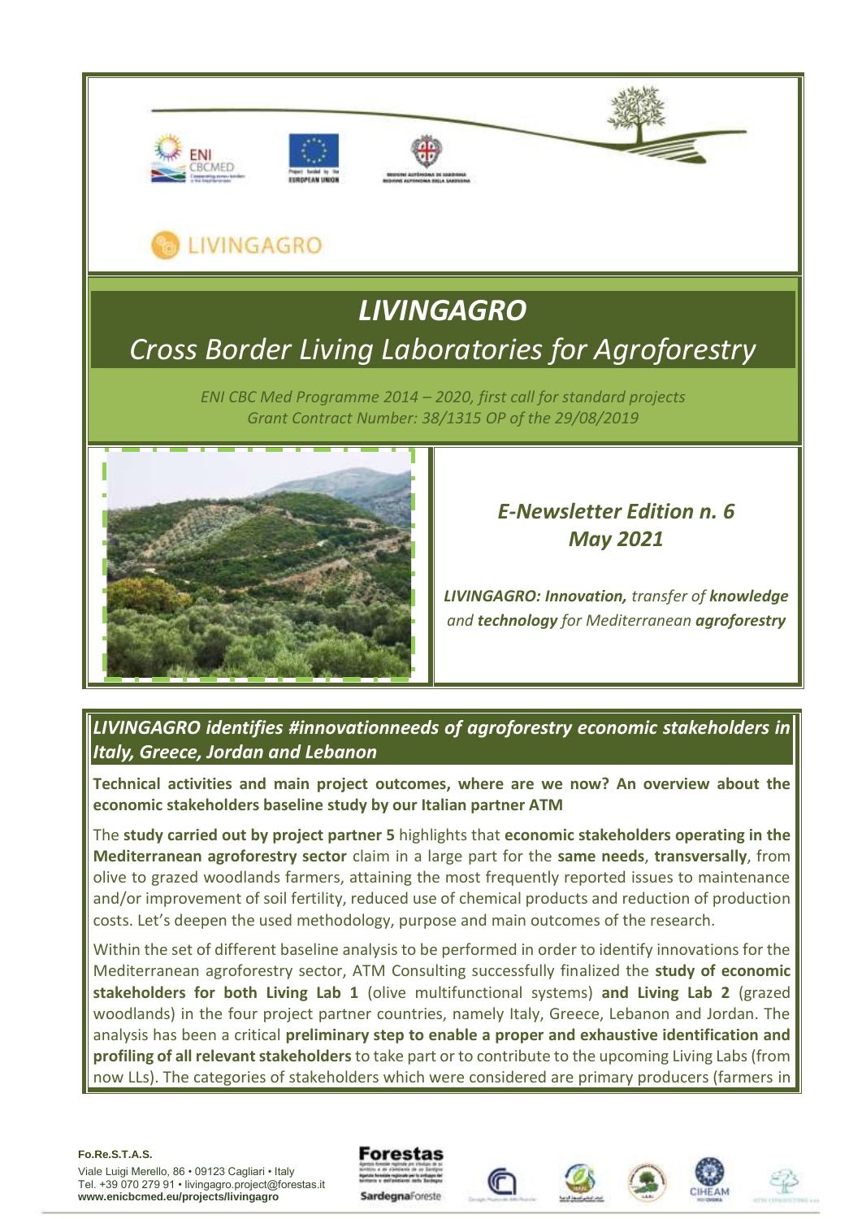LIVINGAGRO

# LIVINGAGRO

## *Cross Border Living Laboratories for Agroforestry*

*ENI CBC Med Programme 2014 – 2020, first call for standard projects*
*Grant Contract Number: 38/1315 OP of the 29/08/2019*

***E-Newsletter Edition n. 6***
***May 2021***

***LIVINGAGRO: Innovation,** transfer of **knowledge** and **technology** for Mediterranean **agroforestry***

## *LIVINGAGRO identifies #innovationneeds of agroforestry economic stakeholders in Italy, Greece, Jordan and Lebanon*

**Technical activities and main project outcomes, where are we now? An overview about the economic stakeholders baseline study by our Italian partner ATM**

The **study carried out by project partner 5** highlights that **economic stakeholders operating in the Mediterranean agroforestry sector** claim in a large part for the **same needs**, **transversally**, from olive to grazed woodlands farmers, attaining the most frequently reported issues to maintenance and/or improvement of soil fertility, reduced use of chemical products and reduction of production costs. Let's deepen the used methodology, purpose and main outcomes of the research.

Within the set of different baseline analysis to be performed in order to identify innovations for the Mediterranean agroforestry sector, ATM Consulting successfully finalized the **study of economic stakeholders for both Living Lab 1** (olive multifunctional systems) **and Living Lab 2** (grazed woodlands) in the four project partner countries, namely Italy, Greece, Lebanon and Jordan. The analysis has been a critical **preliminary step to enable a proper and exhaustive identification and profiling of all relevant stakeholders** to take part or to contribute to the upcoming Living Labs (from now LLs). The categories of stakeholders which were considered are primary producers (farmers in

**Fo.Re.S.T.A.S.**
Viale Luigi Merello, 86 • 09123 Cagliari • Italy
Tel. +39 070 279 91 • livingagro.project@forestas.it
**www.enicbcmed.eu/projects/livingagro**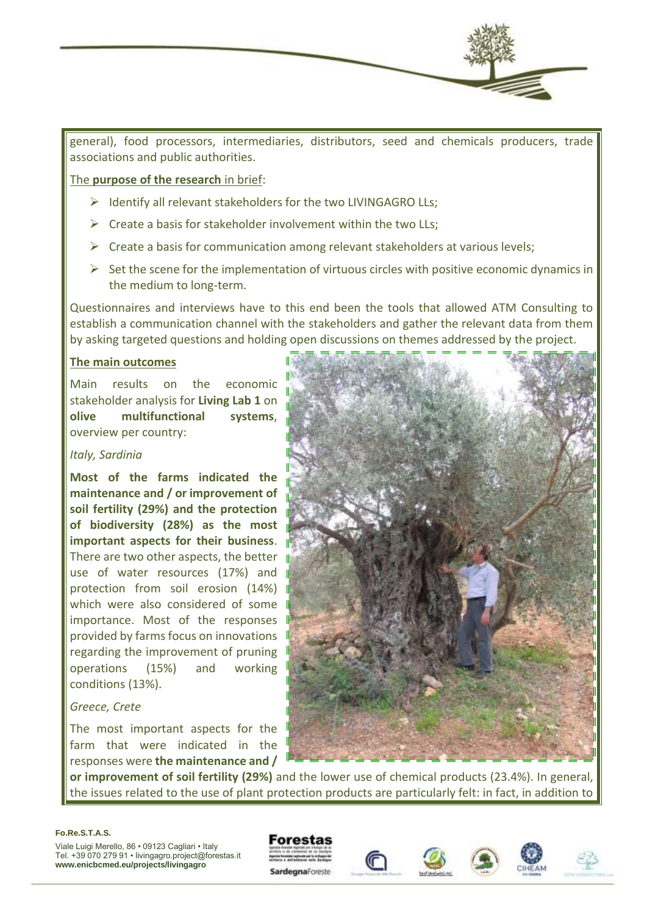general), food processors, intermediaries, distributors, seed and chemicals producers, trade associations and public authorities.

The **purpose of the research** in brief:

- Identify all relevant stakeholders for the two LIVINGAGRO LLs;
- Create a basis for stakeholder involvement within the two LLs;
- Create a basis for communication among relevant stakeholders at various levels;
- Set the scene for the implementation of virtuous circles with positive economic dynamics in the medium to long-term.

Questionnaires and interviews have to this end been the tools that allowed ATM Consulting to establish a communication channel with the stakeholders and gather the relevant data from them by asking targeted questions and holding open discussions on themes addressed by the project.

**The main outcomes**

Main results on the economic stakeholder analysis for **Living Lab 1** on **olive multifunctional systems**, overview per country:

*Italy, Sardinia*

**Most of the farms indicated the maintenance and / or improvement of soil fertility (29%) and the protection of biodiversity (28%) as the most important aspects for their business**. There are two other aspects, the better use of water resources (17%) and protection from soil erosion (14%) which were also considered of some importance. Most of the responses provided by farms focus on innovations regarding the improvement of pruning operations (15%) and working conditions (13%).

*Greece, Crete*

The most important aspects for the farm that were indicated in the responses were **the maintenance and / or improvement of soil fertility (29%)** and the lower use of chemical products (23.4%). In general, the issues related to the use of plant protection products are particularly felt: in fact, in addition to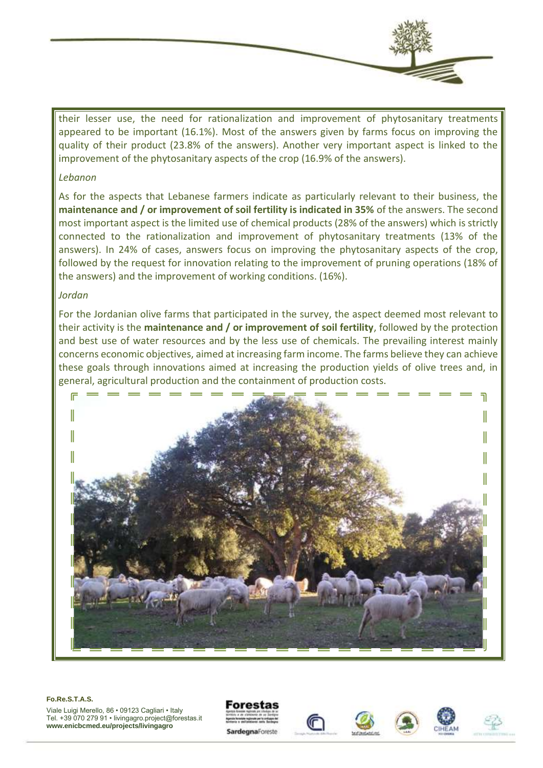their lesser use, the need for rationalization and improvement of phytosanitary treatments appeared to be important (16.1%). Most of the answers given by farms focus on improving the quality of their product (23.8% of the answers). Another very important aspect is linked to the improvement of the phytosanitary aspects of the crop (16.9% of the answers).

*Lebanon*

As for the aspects that Lebanese farmers indicate as particularly relevant to their business, the **maintenance and / or improvement of soil fertility is indicated in 35%** of the answers. The second most important aspect is the limited use of chemical products (28% of the answers) which is strictly connected to the rationalization and improvement of phytosanitary treatments (13% of the answers). In 24% of cases, answers focus on improving the phytosanitary aspects of the crop, followed by the request for innovation relating to the improvement of pruning operations (18% of the answers) and the improvement of working conditions. (16%).

*Jordan*

For the Jordanian olive farms that participated in the survey, the aspect deemed most relevant to their activity is the **maintenance and / or improvement of soil fertility**, followed by the protection and best use of water resources and by the less use of chemicals. The prevailing interest mainly concerns economic objectives, aimed at increasing farm income. The farms believe they can achieve these goals through innovations aimed at increasing the production yields of olive trees and, in general, agricultural production and the containment of production costs.

**Fo.Re.S.T.A.S.**

Viale Luigi Merello, 86 • 09123 Cagliari • Italy
Tel. +39 070 279 91 • livingagro.project@forestas.it
**www.enicbcmed.eu/projects/livingagro**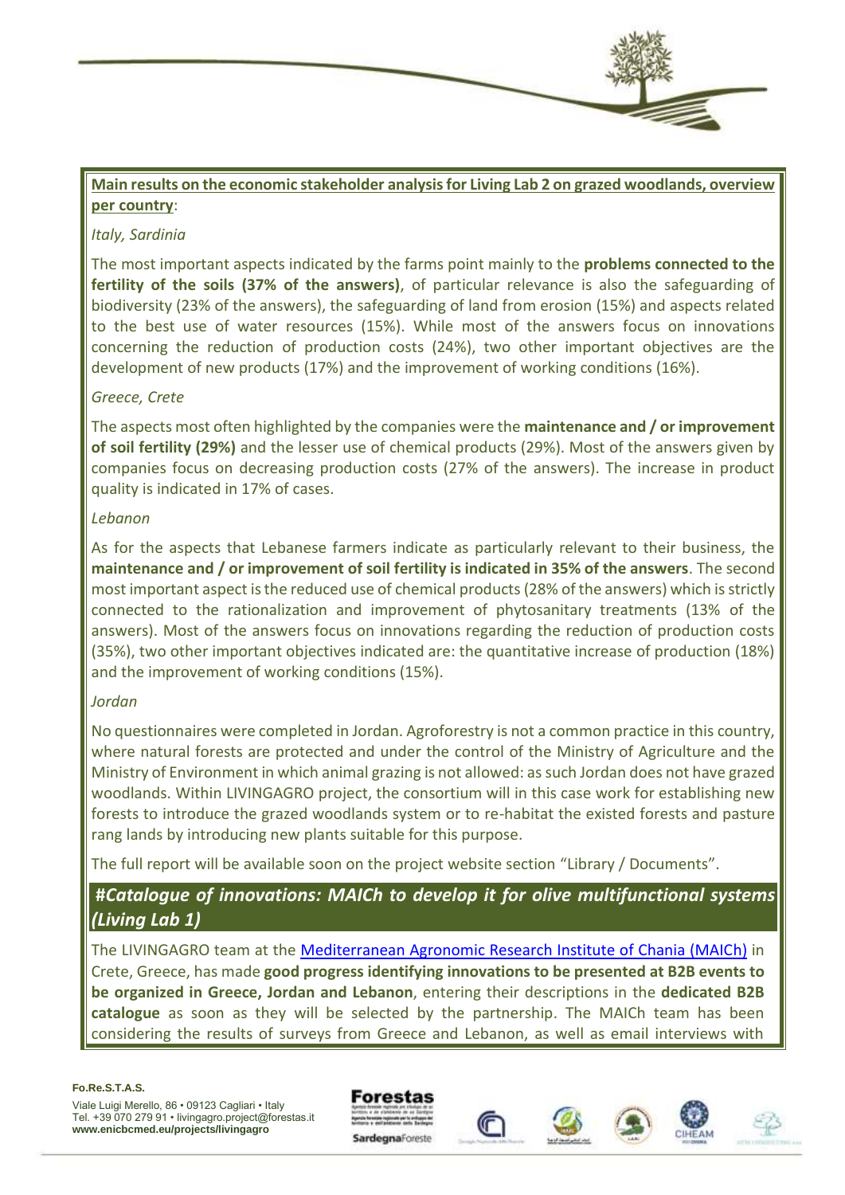**Main results on the economic stakeholder analysis for Living Lab 2 on grazed woodlands, overview per country**:

*Italy, Sardinia*

The most important aspects indicated by the farms point mainly to the **problems connected to the fertility of the soils (37% of the answers)**, of particular relevance is also the safeguarding of biodiversity (23% of the answers), the safeguarding of land from erosion (15%) and aspects related to the best use of water resources (15%). While most of the answers focus on innovations concerning the reduction of production costs (24%), two other important objectives are the development of new products (17%) and the improvement of working conditions (16%).

*Greece, Crete*

The aspects most often highlighted by the companies were the **maintenance and / or improvement of soil fertility (29%)** and the lesser use of chemical products (29%). Most of the answers given by companies focus on decreasing production costs (27% of the answers). The increase in product quality is indicated in 17% of cases.

*Lebanon*

As for the aspects that Lebanese farmers indicate as particularly relevant to their business, the **maintenance and / or improvement of soil fertility is indicated in 35% of the answers**. The second most important aspect is the reduced use of chemical products (28% of the answers) which is strictly connected to the rationalization and improvement of phytosanitary treatments (13% of the answers). Most of the answers focus on innovations regarding the reduction of production costs (35%), two other important objectives indicated are: the quantitative increase of production (18%) and the improvement of working conditions (15%).

*Jordan*

No questionnaires were completed in Jordan. Agroforestry is not a common practice in this country, where natural forests are protected and under the control of the Ministry of Agriculture and the Ministry of Environment in which animal grazing is not allowed: as such Jordan does not have grazed woodlands. Within LIVINGAGRO project, the consortium will in this case work for establishing new forests to introduce the grazed woodlands system or to re-habitat the existed forests and pasture rang lands by introducing new plants suitable for this purpose.

The full report will be available soon on the project website section "Library / Documents".

## #Catalogue of innovations: MAICh to develop it for olive multifunctional systems (Living Lab 1)

The LIVINGAGRO team at the Mediterranean Agronomic Research Institute of Chania (MAICh) in Crete, Greece, has made **good progress identifying innovations to be presented at B2B events to be organized in Greece, Jordan and Lebanon**, entering their descriptions in the **dedicated B2B catalogue** as soon as they will be selected by the partnership. The MAICh team has been considering the results of surveys from Greece and Lebanon, as well as email interviews with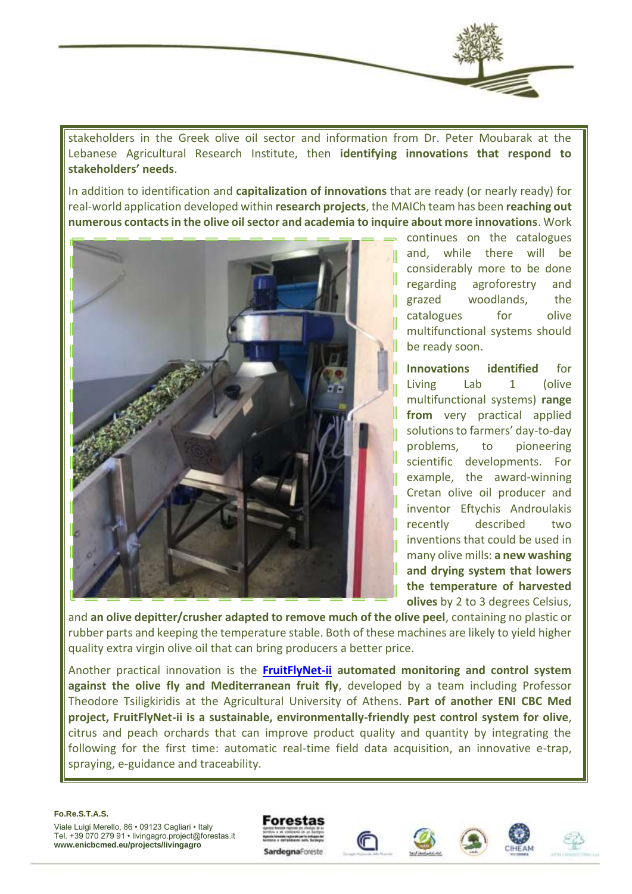stakeholders in the Greek olive oil sector and information from Dr. Peter Moubarak at the Lebanese Agricultural Research Institute, then **identifying innovations that respond to stakeholders' needs**.

In addition to identification and **capitalization of innovations** that are ready (or nearly ready) for real-world application developed within **research projects**, the MAICh team has been **reaching out numerous contacts in the olive oil sector and academia to inquire about more innovations**. Work continues on the catalogues and, while there will be considerably more to be done regarding agroforestry and grazed woodlands, the catalogues for olive multifunctional systems should be ready soon.

**Innovations identified** for Living Lab 1 (olive multifunctional systems) **range from** very practical applied solutions to farmers' day-to-day problems, to pioneering scientific developments. For example, the award-winning Cretan olive oil producer and inventor Eftychis Androulakis recently described two inventions that could be used in many olive mills: **a new washing and drying system that lowers the temperature of harvested olives** by 2 to 3 degrees Celsius, and **an olive depitter/crusher adapted to remove much of the olive peel**, containing no plastic or rubber parts and keeping the temperature stable. Both of these machines are likely to yield higher quality extra virgin olive oil that can bring producers a better price.

Another practical innovation is the **FruitFlyNet-ii automated monitoring and control system against the olive fly and Mediterranean fruit fly**, developed by a team including Professor Theodore Tsiligkiridis at the Agricultural University of Athens. **Part of another ENI CBC Med project, FruitFlyNet-ii is a sustainable, environmentally-friendly pest control system for olive**, citrus and peach orchards that can improve product quality and quantity by integrating the following for the first time: automatic real-time field data acquisition, an innovative e-trap, spraying, e-guidance and traceability.

**Fo.Re.S.T.A.S.**
Viale Luigi Merello, 86 • 09123 Cagliari • Italy
Tel. +39 070 279 91 • livingagro.project@forestas.it
**www.enicbcmed.eu/projects/livingagro**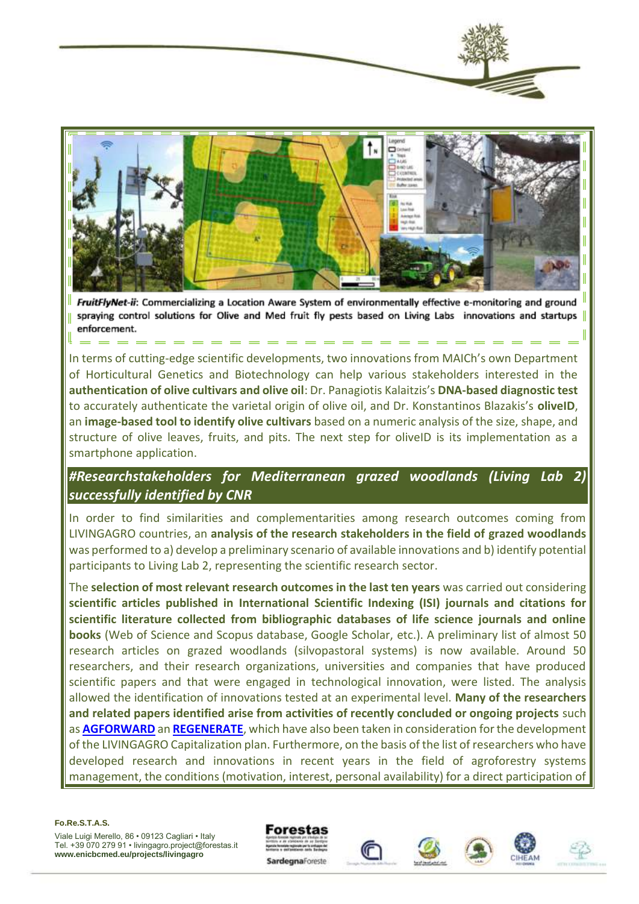***FruitFlyNet-ii***: Commercializing a Location Aware System of environmentally effective e-monitoring and ground spraying control solutions for Olive and Med fruit fly pests based on Living Labs innovations and startups enforcement.

In terms of cutting-edge scientific developments, two innovations from MAICh's own Department of Horticultural Genetics and Biotechnology can help various stakeholders interested in the **authentication of olive cultivars and olive oil**: Dr. Panagiotis Kalaitzis's **DNA-based diagnostic test** to accurately authenticate the varietal origin of olive oil, and Dr. Konstantinos Blazakis's **oliveID**, an **image-based tool to identify olive cultivars** based on a numeric analysis of the size, shape, and structure of olive leaves, fruits, and pits. The next step for oliveID is its implementation as a smartphone application.

## *#Researchstakeholders for Mediterranean grazed woodlands (Living Lab 2) successfully identified by CNR*

In order to find similarities and complementarities among research outcomes coming from LIVINGAGRO countries, an **analysis of the research stakeholders in the field of grazed woodlands** was performed to a) develop a preliminary scenario of available innovations and b) identify potential participants to Living Lab 2, representing the scientific research sector.

The **selection of most relevant research outcomes in the last ten years** was carried out considering **scientific articles published in International Scientific Indexing (ISI) journals and citations for scientific literature collected from bibliographic databases of life science journals and online books** (Web of Science and Scopus database, Google Scholar, etc.). A preliminary list of almost 50 research articles on grazed woodlands (silvopastoral systems) is now available. Around 50 researchers, and their research organizations, universities and companies that have produced scientific papers and that were engaged in technological innovation, were listed. The analysis allowed the identification of innovations tested at an experimental level. **Many of the researchers and related papers identified arise from activities of recently concluded or ongoing projects** such as **AGFORWARD** an **REGENERATE**, which have also been taken in consideration for the development of the LIVINGAGRO Capitalization plan. Furthermore, on the basis of the list of researchers who have developed research and innovations in recent years in the field of agroforestry systems management, the conditions (motivation, interest, personal availability) for a direct participation of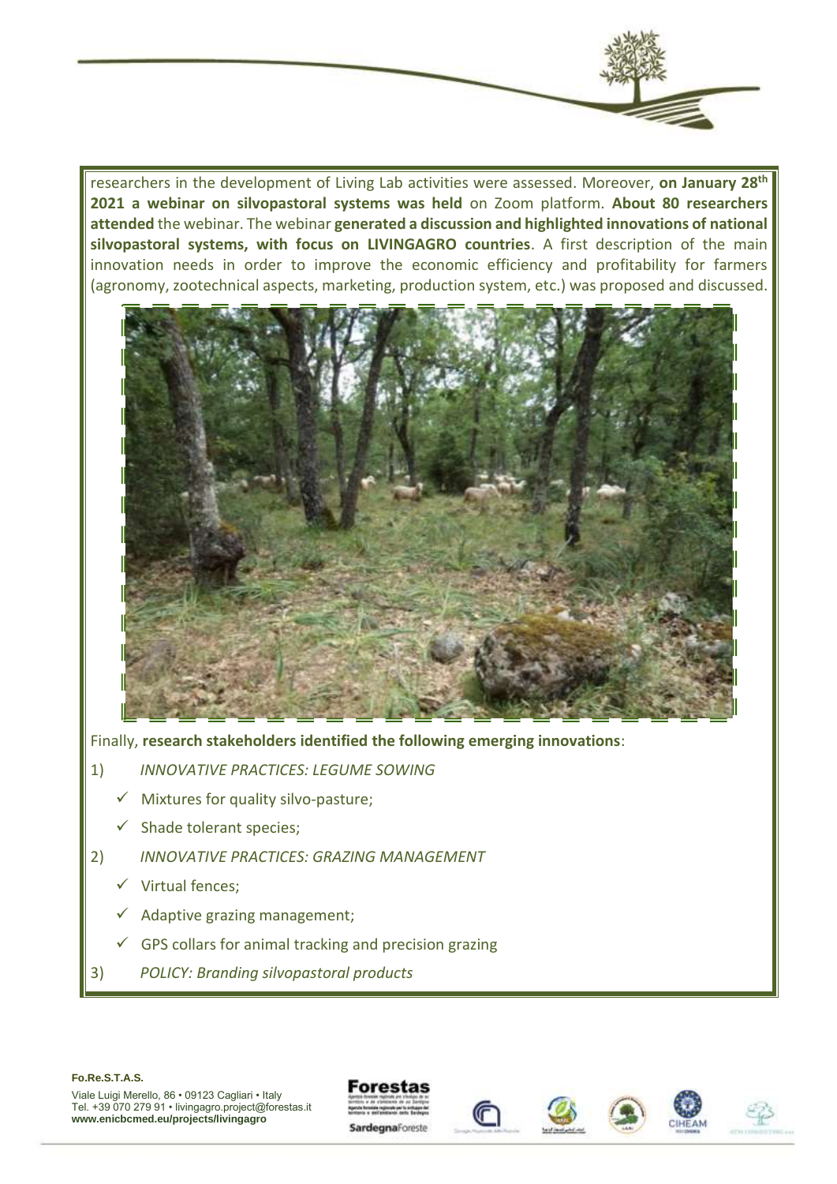researchers in the development of Living Lab activities were assessed. Moreover, **on January 28th 2021 a webinar on silvopastoral systems was held** on Zoom platform. **About 80 researchers attended** the webinar. The webinar **generated a discussion and highlighted innovations of national silvopastoral systems, with focus on LIVINGAGRO countries**. A first description of the main innovation needs in order to improve the economic efficiency and profitability for farmers (agronomy, zootechnical aspects, marketing, production system, etc.) was proposed and discussed.

Finally, **research stakeholders identified the following emerging innovations**:

1) *INNOVATIVE PRACTICES: LEGUME SOWING*
   - ✓ Mixtures for quality silvo-pasture;
   - ✓ Shade tolerant species;
2) *INNOVATIVE PRACTICES: GRAZING MANAGEMENT*
   - ✓ Virtual fences;
   - ✓ Adaptive grazing management;
   - ✓ GPS collars for animal tracking and precision grazing
3) *POLICY: Branding silvopastoral products*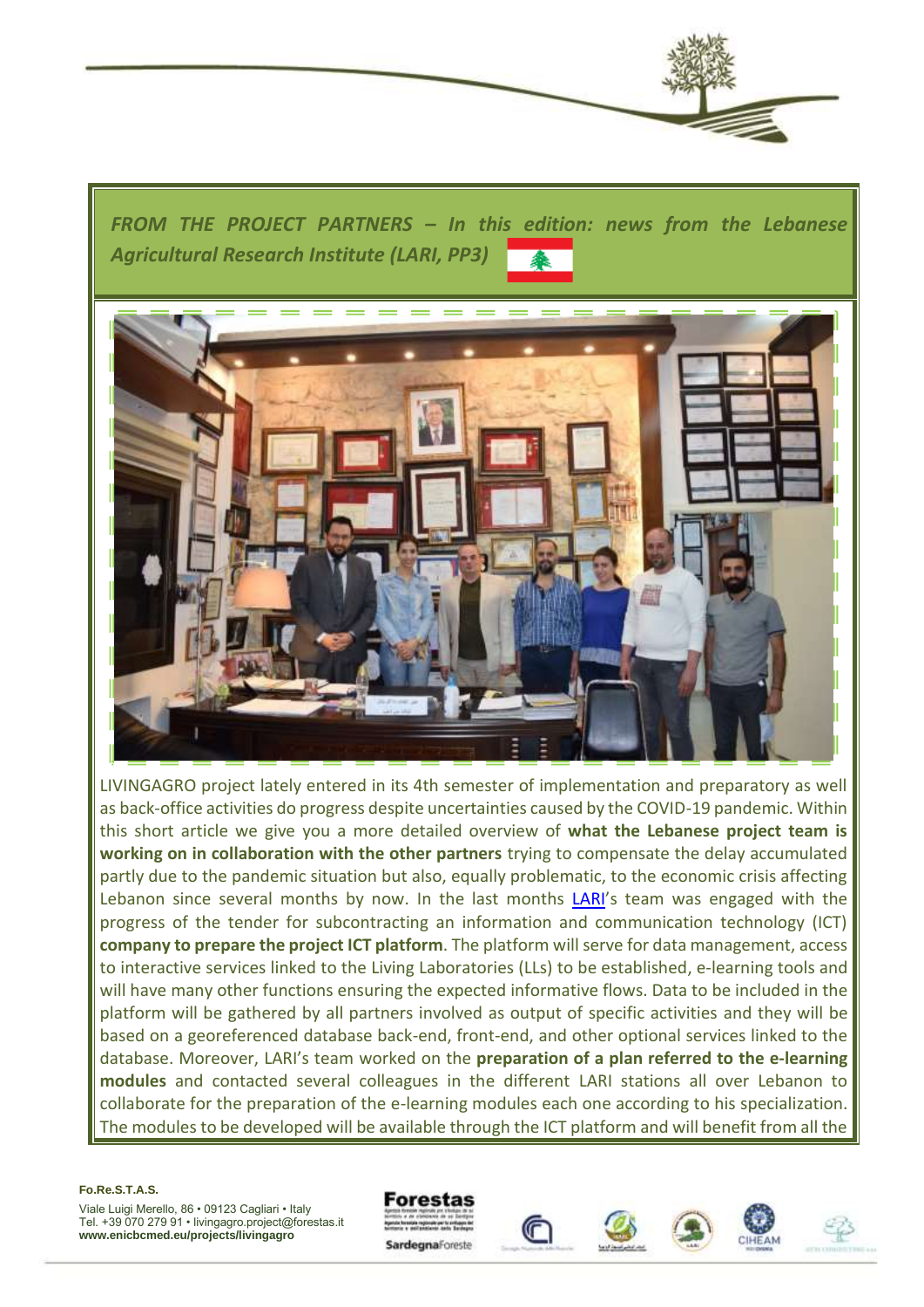*FROM THE PROJECT PARTNERS – In this edition: news from the Lebanese Agricultural Research Institute (LARI, PP3)*

LIVINGAGRO project lately entered in its 4th semester of implementation and preparatory as well as back-office activities do progress despite uncertainties caused by the COVID-19 pandemic. Within this short article we give you a more detailed overview of **what the Lebanese project team is working on in collaboration with the other partners** trying to compensate the delay accumulated partly due to the pandemic situation but also, equally problematic, to the economic crisis affecting Lebanon since several months by now. In the last months LARI's team was engaged with the progress of the tender for subcontracting an information and communication technology (ICT) **company to prepare the project ICT platform**. The platform will serve for data management, access to interactive services linked to the Living Laboratories (LLs) to be established, e-learning tools and will have many other functions ensuring the expected informative flows. Data to be included in the platform will be gathered by all partners involved as output of specific activities and they will be based on a georeferenced database back-end, front-end, and other optional services linked to the database. Moreover, LARI's team worked on the **preparation of a plan referred to the e-learning modules** and contacted several colleagues in the different LARI stations all over Lebanon to collaborate for the preparation of the e-learning modules each one according to his specialization. The modules to be developed will be available through the ICT platform and will benefit from all the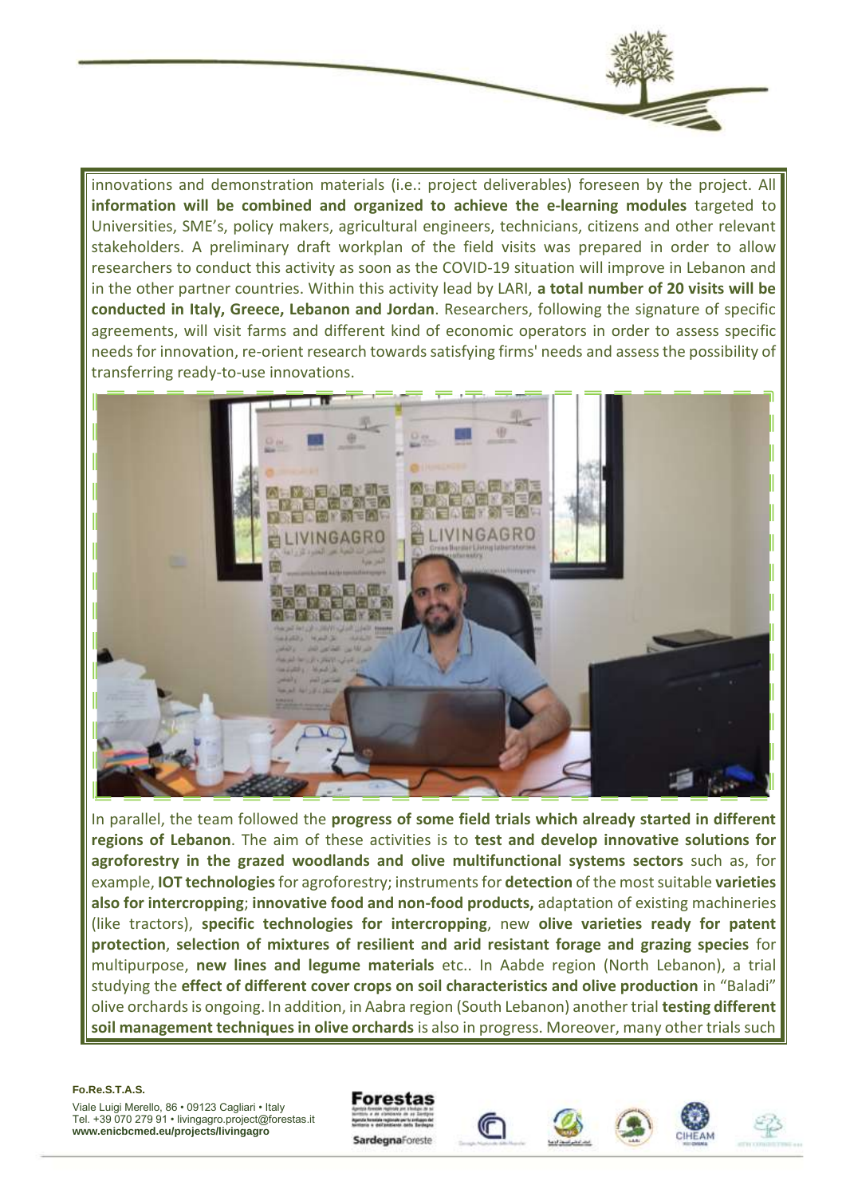innovations and demonstration materials (i.e.: project deliverables) foreseen by the project. All **information will be combined and organized to achieve the e-learning modules** targeted to Universities, SME's, policy makers, agricultural engineers, technicians, citizens and other relevant stakeholders. A preliminary draft workplan of the field visits was prepared in order to allow researchers to conduct this activity as soon as the COVID-19 situation will improve in Lebanon and in the other partner countries. Within this activity lead by LARI, **a total number of 20 visits will be conducted in Italy, Greece, Lebanon and Jordan**. Researchers, following the signature of specific agreements, will visit farms and different kind of economic operators in order to assess specific needs for innovation, re-orient research towards satisfying firms' needs and assess the possibility of transferring ready-to-use innovations.

In parallel, the team followed the **progress of some field trials which already started in different regions of Lebanon**. The aim of these activities is to **test and develop innovative solutions for agroforestry in the grazed woodlands and olive multifunctional systems sectors** such as, for example, **IOT technologies** for agroforestry; instruments for **detection** of the most suitable **varieties also for intercropping**; **innovative food and non-food products,** adaptation of existing machineries (like tractors), **specific technologies for intercropping**, new **olive varieties ready for patent protection**, **selection of mixtures of resilient and arid resistant forage and grazing species** for multipurpose, **new lines and legume materials** etc.. In Aabde region (North Lebanon), a trial studying the **effect of different cover crops on soil characteristics and olive production** in "Baladi" olive orchards is ongoing. In addition, in Aabra region (South Lebanon) another trial **testing different soil management techniques in olive orchards** is also in progress. Moreover, many other trials such

**Fo.Re.S.T.A.S.**
Viale Luigi Merello, 86 • 09123 Cagliari • Italy
Tel. +39 070 279 91 • livingagro.project@forestas.it
**www.enicbcmed.eu/projects/livingagro**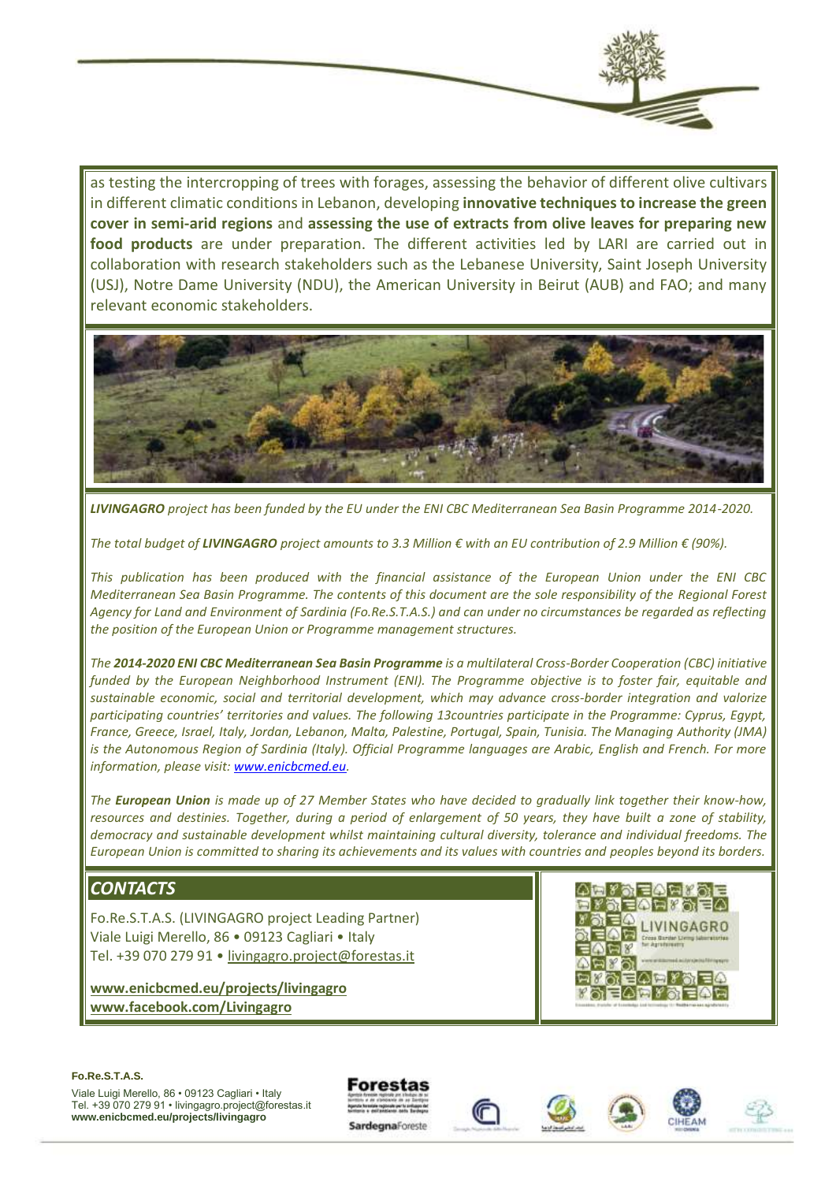as testing the intercropping of trees with forages, assessing the behavior of different olive cultivars in different climatic conditions in Lebanon, developing **innovative techniques to increase the green cover in semi-arid regions** and **assessing the use of extracts from olive leaves for preparing new food products** are under preparation. The different activities led by LARI are carried out in collaboration with research stakeholders such as the Lebanese University, Saint Joseph University (USJ), Notre Dame University (NDU), the American University in Beirut (AUB) and FAO; and many relevant economic stakeholders.

***LIVINGAGRO*** *project has been funded by the EU under the ENI CBC Mediterranean Sea Basin Programme 2014-2020.*

*The total budget of* ***LIVINGAGRO*** *project amounts to 3.3 Million € with an EU contribution of 2.9 Million € (90%).*

*This publication has been produced with the financial assistance of the European Union under the ENI CBC Mediterranean Sea Basin Programme. The contents of this document are the sole responsibility of the Regional Forest Agency for Land and Environment of Sardinia (Fo.Re.S.T.A.S.) and can under no circumstances be regarded as reflecting the position of the European Union or Programme management structures.*

*The* ***2014-2020 ENI CBC Mediterranean Sea Basin Programme*** *is a multilateral Cross-Border Cooperation (CBC) initiative funded by the European Neighborhood Instrument (ENI). The Programme objective is to foster fair, equitable and sustainable economic, social and territorial development, which may advance cross-border integration and valorize participating countries' territories and values. The following 13countries participate in the Programme: Cyprus, Egypt, France, Greece, Israel, Italy, Jordan, Lebanon, Malta, Palestine, Portugal, Spain, Tunisia. The Managing Authority (JMA) is the Autonomous Region of Sardinia (Italy). Official Programme languages are Arabic, English and French. For more information, please visit: [www.enicbcmed.eu](www.enicbcmed.eu).*

*The* ***European Union*** *is made up of 27 Member States who have decided to gradually link together their know-how, resources and destinies. Together, during a period of enlargement of 50 years, they have built a zone of stability, democracy and sustainable development whilst maintaining cultural diversity, tolerance and individual freedoms. The European Union is committed to sharing its achievements and its values with countries and peoples beyond its borders.*

## *CONTACTS*

Fo.Re.S.T.A.S. (LIVINGAGRO project Leading Partner)
Viale Luigi Merello, 86 • 09123 Cagliari • Italy
Tel. +39 070 279 91 • livingagro.project@forestas.it

**www.enicbcmed.eu/projects/livingagro**
**www.facebook.com/Livingagro**